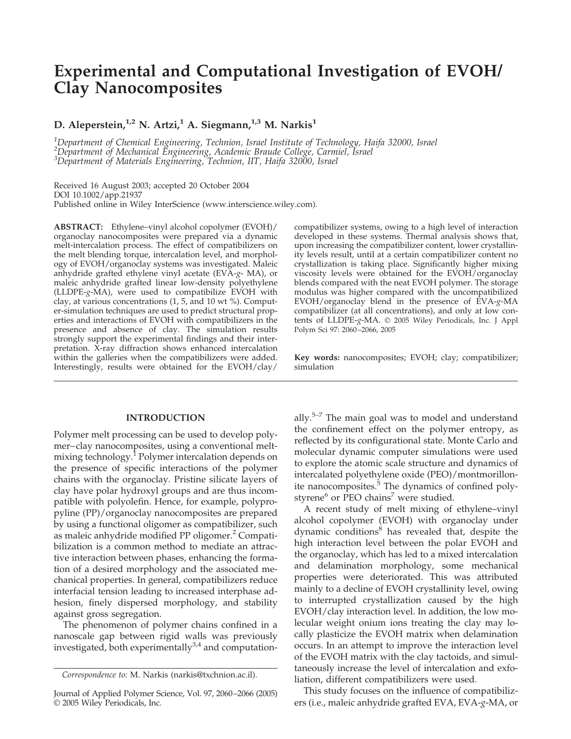# Experimental and Computational Investigation of EVOH/ Clay Nanocomposites

**D. Aleperstein,[1,2] N. Artzi,[1] A. Siegmann,[1,3] M. Narkis[1]**

[1]*Department of Chemical Engineering, Technion, Israel Institute of Technology, Haifa 32000, Israel*
[2]*Department of Mechanical Engineering, Academic Braude College, Carmiel, Israel*
[3]*Department of Materials Engineering, Technion, IIT, Haifa 32000, Israel*

Received 16 August 2003; accepted 20 October 2004
DOI 10.1002/app.21937
Published online in Wiley InterScience (www.interscience.wiley.com).

**ABSTRACT:** Ethylene–vinyl alcohol copolymer (EVOH)/organoclay nanocomposites were prepared via a dynamic melt-intercalation process. The effect of compatibilizers on the melt blending torque, intercalation level, and morphology of EVOH/organoclay systems was investigated. Maleic anhydride grafted ethylene vinyl acetate (EVA-*g*- MA), or maleic anhydride grafted linear low-density polyethylene (LLDPE-*g*-MA), were used to compatibilize EVOH with clay, at various concentrations (1, 5, and 10 wt %). Computer-simulation techniques are used to predict structural properties and interactions of EVOH with compatibilizers in the presence and absence of clay. The simulation results strongly support the experimental findings and their interpretation. X-ray diffraction shows enhanced intercalation within the galleries when the compatibilizers were added. Interestingly, results were obtained for the EVOH/clay/compatibilizer systems, owing to a high level of interaction developed in these systems. Thermal analysis shows that, upon increasing the compatibilizer content, lower crystallinity levels result, until at a certain compatibilizer content no crystallization is taking place. Significantly higher mixing viscosity levels were obtained for the EVOH/organoclay blends compared with the neat EVOH polymer. The storage modulus was higher compared with the uncompatibilized EVOH/organoclay blend in the presence of EVA-*g*-MA compatibilizer (at all concentrations), and only at low contents of LLDPE-*g*-MA. © 2005 Wiley Periodicals, Inc. J Appl Polym Sci 97: 2060–2066, 2005

**Key words:** nanocomposites; EVOH; clay; compatibilizer; simulation

## INTRODUCTION

Polymer melt processing can be used to develop polymer–clay nanocomposites, using a conventional melt-mixing technology.[1] Polymer intercalation depends on the presence of specific interactions of the polymer chains with the organoclay. Pristine silicate layers of clay have polar hydroxyl groups and are thus incompatible with polyolefin. Hence, for example, polypropyline (PP)/organoclay nanocomposites are prepared by using a functional oligomer as compatibilizer, such as maleic anhydride modified PP oligomer.[2] Compatibilization is a common method to mediate an attractive interaction between phases, enhancing the formation of a desired morphology and the associated mechanical properties. In general, compatibilizers reduce interfacial tension leading to increased interphase adhesion, finely dispersed morphology, and stability against gross segregation.

The phenomenon of polymer chains confined in a nanoscale gap between rigid walls was previously investigated, both experimentally[3,4] and computationally.[5–7] The main goal was to model and understand the confinement effect on the polymer entropy, as reflected by its configurational state. Monte Carlo and molecular dynamic computer simulations were used to explore the atomic scale structure and dynamics of intercalated polyethylene oxide (PEO)/montmorillonite nanocomposites.[5] The dynamics of confined polystyrene[6] or PEO chains[7] were studied.

A recent study of melt mixing of ethylene–vinyl alcohol copolymer (EVOH) with organoclay under dynamic conditions[8] has revealed that, despite the high interaction level between the polar EVOH and the organoclay, which has led to a mixed intercalation and delamination morphology, some mechanical properties were deteriorated. This was attributed mainly to a decline of EVOH crystallinity level, owing to interrupted crystallization caused by the high EVOH/clay interaction level. In addition, the low molecular weight onium ions treating the clay may locally plasticize the EVOH matrix when delamination occurs. In an attempt to improve the interaction level of the EVOH matrix with the clay tactoids, and simultaneously increase the level of intercalation and exfoliation, different compatibilizers were used.

This study focuses on the influence of compatibilizers (i.e., maleic anhydride grafted EVA, EVA-*g*-MA, or

*Correspondence to:* M. Narkis (narkis@txchnion.ac.il).

Journal of Applied Polymer Science, Vol. 97, 2060–2066 (2005)
© 2005 Wiley Periodicals, Inc.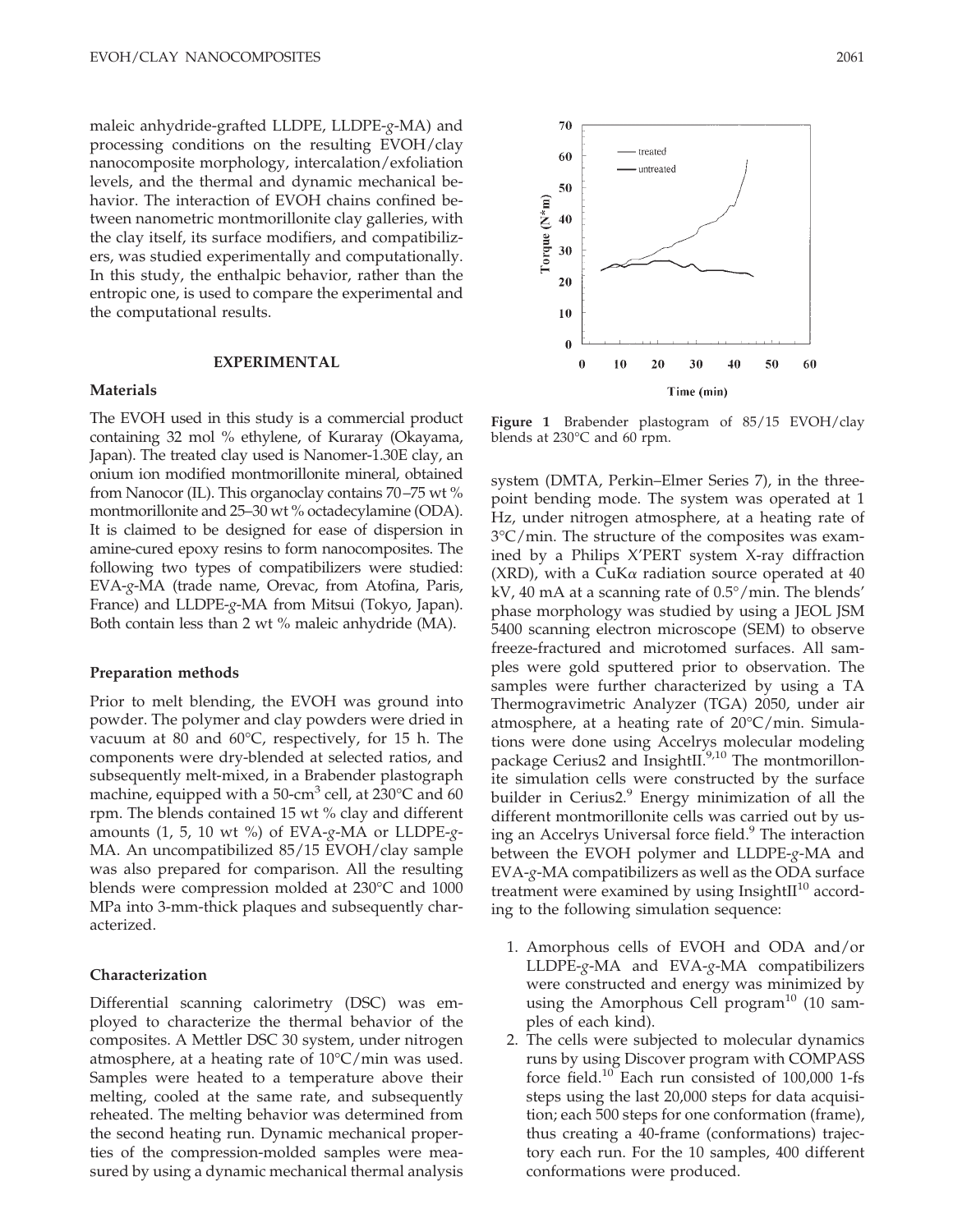maleic anhydride-grafted LLDPE, LLDPE-*g*-MA) and processing conditions on the resulting EVOH/clay nanocomposite morphology, intercalation/exfoliation levels, and the thermal and dynamic mechanical behavior. The interaction of EVOH chains confined between nanometric montmorillonite clay galleries, with the clay itself, its surface modifiers, and compatibilizers, was studied experimentally and computationally. In this study, the enthalpic behavior, rather than the entropic one, is used to compare the experimental and the computational results.

## EXPERIMENTAL

### Materials

The EVOH used in this study is a commercial product containing 32 mol % ethylene, of Kuraray (Okayama, Japan). The treated clay used is Nanomer-1.30E clay, an onium ion modified montmorillonite mineral, obtained from Nanocor (IL). This organoclay contains 70–75 wt % montmorillonite and 25–30 wt % octadecylamine (ODA). It is claimed to be designed for ease of dispersion in amine-cured epoxy resins to form nanocomposites. The following two types of compatibilizers were studied: EVA-*g*-MA (trade name, Orevac, from Atofina, Paris, France) and LLDPE-*g*-MA from Mitsui (Tokyo, Japan). Both contain less than 2 wt % maleic anhydride (MA).

### Preparation methods

Prior to melt blending, the EVOH was ground into powder. The polymer and clay powders were dried in vacuum at 80 and 60°C, respectively, for 15 h. The components were dry-blended at selected ratios, and subsequently melt-mixed, in a Brabender plastograph machine, equipped with a 50-cm$^3$ cell, at 230°C and 60 rpm. The blends contained 15 wt % clay and different amounts (1, 5, 10 wt %) of EVA-*g*-MA or LLDPE-*g*-MA. An uncompatibilized 85/15 EVOH/clay sample was also prepared for comparison. All the resulting blends were compression molded at 230°C and 1000 MPa into 3-mm-thick plaques and subsequently characterized.

### Characterization

Differential scanning calorimetry (DSC) was employed to characterize the thermal behavior of the composites. A Mettler DSC 30 system, under nitrogen atmosphere, at a heating rate of 10°C/min was used. Samples were heated to a temperature above their melting, cooled at the same rate, and subsequently reheated. The melting behavior was determined from the second heating run. Dynamic mechanical properties of the compression-molded samples were measured by using a dynamic mechanical thermal analysis system (DMTA, Perkin–Elmer Series 7), in the three-point bending mode. The system was operated at 1 Hz, under nitrogen atmosphere, at a heating rate of 3°C/min. The structure of the composites was examined by a Philips X'PERT system X-ray diffraction (XRD), with a CuKα radiation source operated at 40 kV, 40 mA at a scanning rate of 0.5°/min. The blends' phase morphology was studied by using a JEOL JSM 5400 scanning electron microscope (SEM) to observe freeze-fractured and microtomed surfaces. All samples were gold sputtered prior to observation. The samples were further characterized by using a TA Thermogravimetric Analyzer (TGA) 2050, under air atmosphere, at a heating rate of 20°C/min. Simulations were done using Accelrys molecular modeling package Cerius2 and InsightII.[9,10] The montmorillonite simulation cells were constructed by the surface builder in Cerius2.[9] Energy minimization of all the different montmorillonite cells was carried out by using an Accelrys Universal force field.[9] The interaction between the EVOH polymer and LLDPE-*g*-MA and EVA-*g*-MA compatibilizers as well as the ODA surface treatment were examined by using InsightII[10] according to the following simulation sequence:

1. Amorphous cells of EVOH and ODA and/or LLDPE-*g*-MA and EVA-*g*-MA compatibilizers were constructed and energy was minimized by using the Amorphous Cell program[10] (10 samples of each kind).
2. The cells were subjected to molecular dynamics runs by using Discover program with COMPASS force field.[10] Each run consisted of 100,000 1-fs steps using the last 20,000 steps for data acquisition; each 500 steps for one conformation (frame), thus creating a 40-frame (conformations) trajectory each run. For the 10 samples, 400 different conformations were produced.

**Figure 1** Brabender plastogram of 85/15 EVOH/clay blends at 230°C and 60 rpm.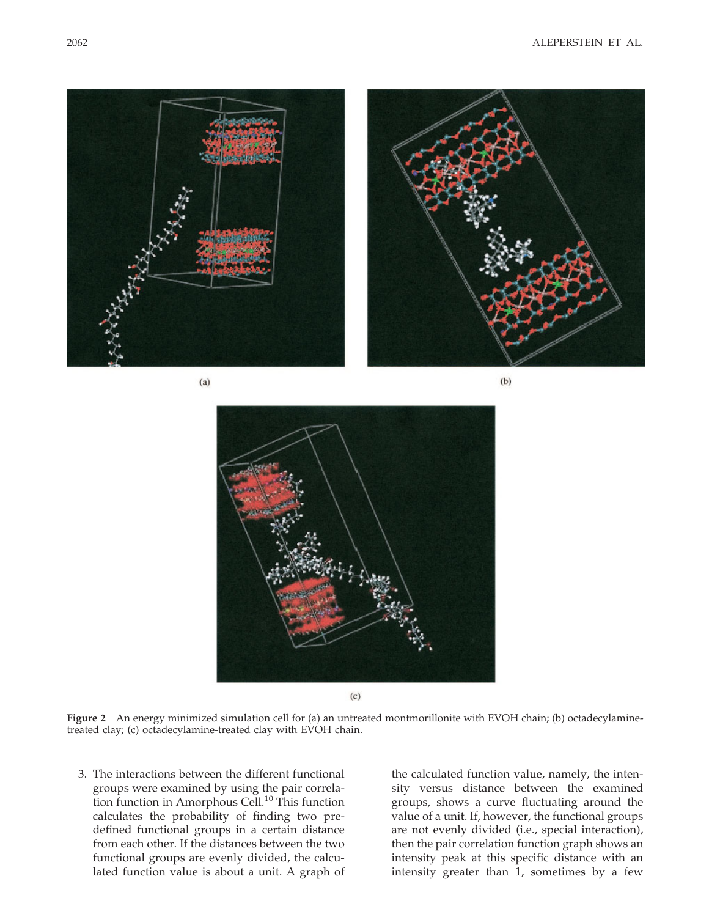Figure 2 An energy minimized simulation cell for (a) an untreated montmorillonite with EVOH chain; (b) octadecylamine-treated clay; (c) octadecylamine-treated clay with EVOH chain.

3. The interactions between the different functional groups were examined by using the pair correlation function in Amorphous Cell.[10] This function calculates the probability of finding two predefined functional groups in a certain distance from each other. If the distances between the two functional groups are evenly divided, the calculated function value is about a unit. A graph of the calculated function value, namely, the intensity versus distance between the examined groups, shows a curve fluctuating around the value of a unit. If, however, the functional groups are not evenly divided (i.e., special interaction), then the pair correlation function graph shows an intensity peak at this specific distance with an intensity greater than 1, sometimes by a few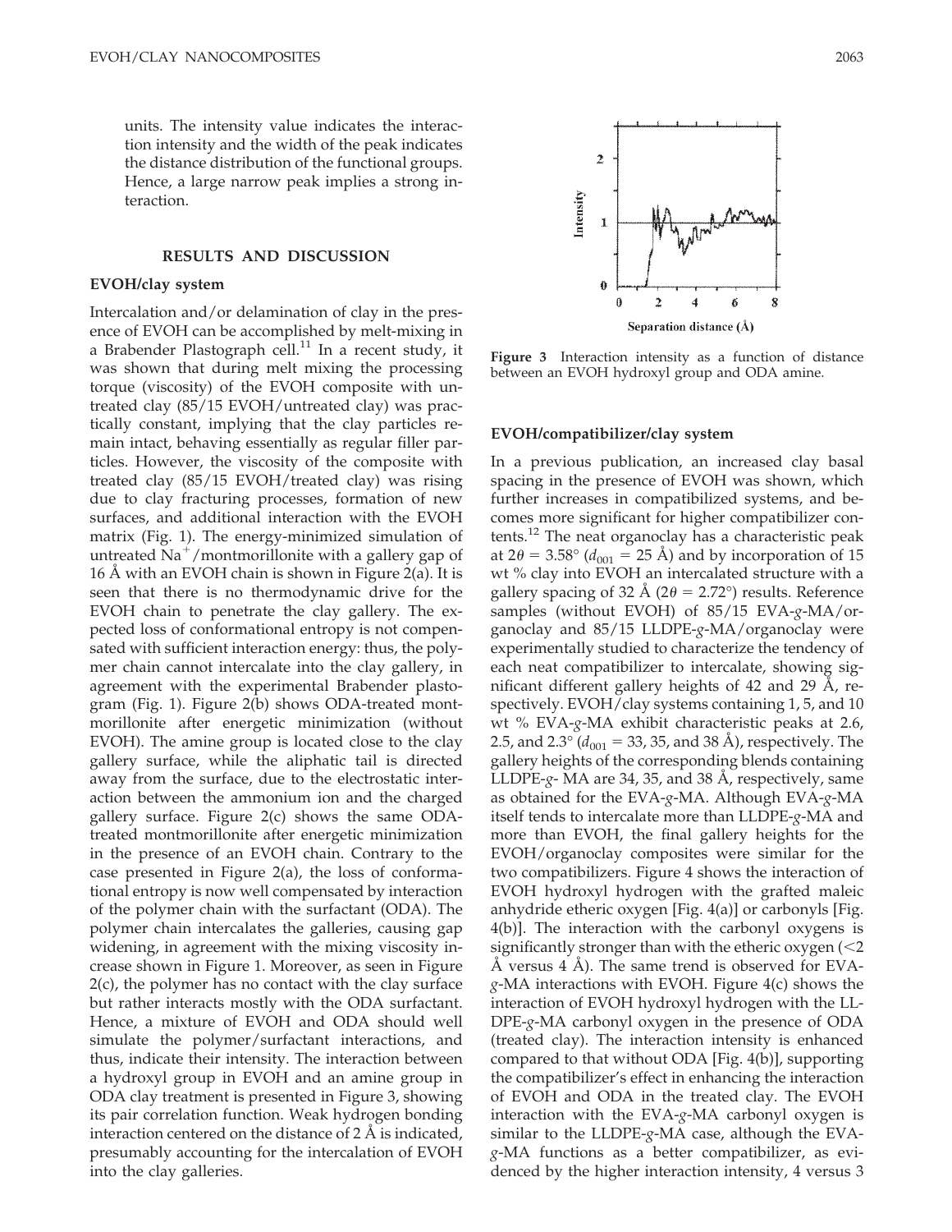units. The intensity value indicates the interaction intensity and the width of the peak indicates the distance distribution of the functional groups. Hence, a large narrow peak implies a strong interaction.

## RESULTS AND DISCUSSION

### EVOH/clay system

Intercalation and/or delamination of clay in the presence of EVOH can be accomplished by melt-mixing in a Brabender Plastograph cell.[11] In a recent study, it was shown that during melt mixing the processing torque (viscosity) of the EVOH composite with untreated clay (85/15 EVOH/untreated clay) was practically constant, implying that the clay particles remain intact, behaving essentially as regular filler particles. However, the viscosity of the composite with treated clay (85/15 EVOH/treated clay) was rising due to clay fracturing processes, formation of new surfaces, and additional interaction with the EVOH matrix (Fig. 1). The energy-minimized simulation of untreated $Na^+$/montmorillonite with a gallery gap of 16 Å with an EVOH chain is shown in Figure 2(a). It is seen that there is no thermodynamic drive for the EVOH chain to penetrate the clay gallery. The expected loss of conformational entropy is not compensated with sufficient interaction energy: thus, the polymer chain cannot intercalate into the clay gallery, in agreement with the experimental Brabender plastogram (Fig. 1). Figure 2(b) shows ODA-treated montmorillonite after energetic minimization (without EVOH). The amine group is located close to the clay gallery surface, while the aliphatic tail is directed away from the surface, due to the electrostatic interaction between the ammonium ion and the charged gallery surface. Figure 2(c) shows the same ODA-treated montmorillonite after energetic minimization in the presence of an EVOH chain. Contrary to the case presented in Figure 2(a), the loss of conformational entropy is now well compensated by interaction of the polymer chain with the surfactant (ODA). The polymer chain intercalates the galleries, causing gap widening, in agreement with the mixing viscosity increase shown in Figure 1. Moreover, as seen in Figure 2(c), the polymer has no contact with the clay surface but rather interacts mostly with the ODA surfactant. Hence, a mixture of EVOH and ODA should well simulate the polymer/surfactant interactions, and thus, indicate their intensity. The interaction between a hydroxyl group in EVOH and an amine group in ODA clay treatment is presented in Figure 3, showing its pair correlation function. Weak hydrogen bonding interaction centered on the distance of 2 Å is indicated, presumably accounting for the intercalation of EVOH into the clay galleries.

**Figure 3** Interaction intensity as a function of distance between an EVOH hydroxyl group and ODA amine.

### EVOH/compatibilizer/clay system

In a previous publication, an increased clay basal spacing in the presence of EVOH was shown, which further increases in compatibilized systems, and becomes more significant for higher compatibilizer contents.[12] The neat organoclay has a characteristic peak at $2\theta = 3.58°$ ($d_{001} = 25$ Å) and by incorporation of 15 wt % clay into EVOH an intercalated structure with a gallery spacing of 32 Å ($2\theta = 2.72°$) results. Reference samples (without EVOH) of 85/15 EVA-*g*-MA/organoclay and 85/15 LLDPE-*g*-MA/organoclay were experimentally studied to characterize the tendency of each neat compatibilizer to intercalate, showing significant different gallery heights of 42 and 29 Å, respectively. EVOH/clay systems containing 1, 5, and 10 wt % EVA-*g*-MA exhibit characteristic peaks at 2.6, 2.5, and 2.3° ($d_{001} = 33$, 35, and 38 Å), respectively. The gallery heights of the corresponding blends containing LLDPE-*g*- MA are 34, 35, and 38 Å, respectively, same as obtained for the EVA-*g*-MA. Although EVA-*g*-MA itself tends to intercalate more than LLDPE-*g*-MA and more than EVOH, the final gallery heights for the EVOH/organoclay composites were similar for the two compatibilizers. Figure 4 shows the interaction of EVOH hydroxyl hydrogen with the grafted maleic anhydride etheric oxygen [Fig. 4(a)] or carbonyls [Fig. 4(b)]. The interaction with the carbonyl oxygens is significantly stronger than with the etheric oxygen (<2 Å versus 4 Å). The same trend is observed for EVA-*g*-MA interactions with EVOH. Figure 4(c) shows the interaction of EVOH hydroxyl hydrogen with the LLDPE-*g*-MA carbonyl oxygen in the presence of ODA (treated clay). The interaction intensity is enhanced compared to that without ODA [Fig. 4(b)], supporting the compatibilizer's effect in enhancing the interaction of EVOH and ODA in the treated clay. The EVOH interaction with the EVA-*g*-MA carbonyl oxygen is similar to the LLDPE-*g*-MA case, although the EVA-*g*-MA functions as a better compatibilizer, as evidenced by the higher interaction intensity, 4 versus 3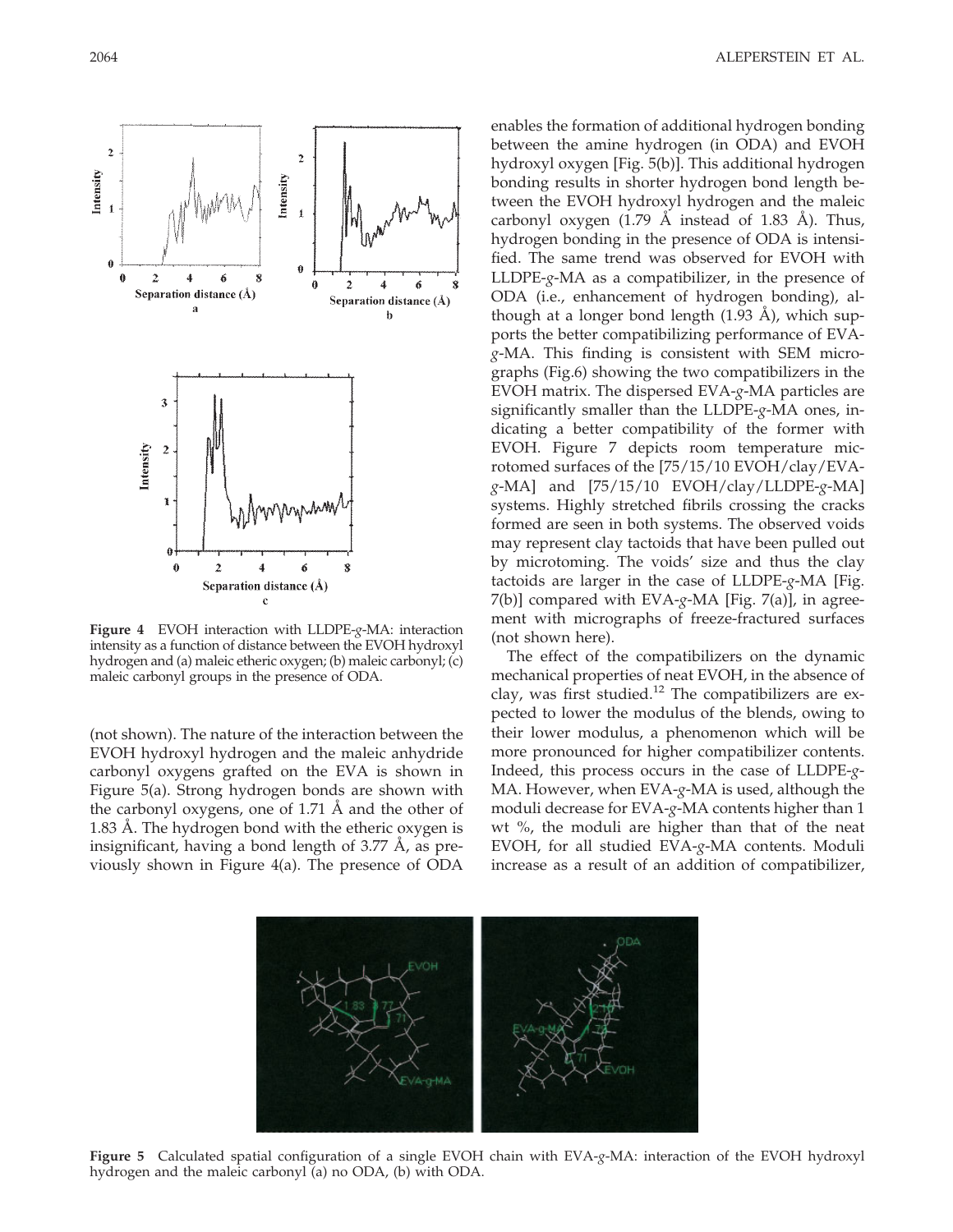**Figure 4** EVOH interaction with LLDPE-*g*-MA: interaction intensity as a function of distance between the EVOH hydroxyl hydrogen and (a) maleic etheric oxygen; (b) maleic carbonyl; (c) maleic carbonyl groups in the presence of ODA.

(not shown). The nature of the interaction between the EVOH hydroxyl hydrogen and the maleic anhydride carbonyl oxygens grafted on the EVA is shown in Figure 5(a). Strong hydrogen bonds are shown with the carbonyl oxygens, one of 1.71 Å and the other of 1.83 Å. The hydrogen bond with the etheric oxygen is insignificant, having a bond length of 3.77 Å, as previously shown in Figure 4(a). The presence of ODA enables the formation of additional hydrogen bonding between the amine hydrogen (in ODA) and EVOH hydroxyl oxygen [Fig. 5(b)]. This additional hydrogen bonding results in shorter hydrogen bond length between the EVOH hydroxyl hydrogen and the maleic carbonyl oxygen (1.79 Å instead of 1.83 Å). Thus, hydrogen bonding in the presence of ODA is intensified. The same trend was observed for EVOH with LLDPE-*g*-MA as a compatibilizer, in the presence of ODA (i.e., enhancement of hydrogen bonding), although at a longer bond length (1.93 Å), which supports the better compatibilizing performance of EVA-*g*-MA. This finding is consistent with SEM micrographs (Fig.6) showing the two compatibilizers in the EVOH matrix. The dispersed EVA-*g*-MA particles are significantly smaller than the LLDPE-*g*-MA ones, indicating a better compatibility of the former with EVOH. Figure 7 depicts room temperature microtomed surfaces of the [75/15/10 EVOH/clay/EVA-*g*-MA] and [75/15/10 EVOH/clay/LLDPE-*g*-MA] systems. Highly stretched fibrils crossing the cracks formed are seen in both systems. The observed voids may represent clay tactoids that have been pulled out by microtoming. The voids' size and thus the clay tactoids are larger in the case of LLDPE-*g*-MA [Fig. 7(b)] compared with EVA-*g*-MA [Fig. 7(a)], in agreement with micrographs of freeze-fractured surfaces (not shown here).

The effect of the compatibilizers on the dynamic mechanical properties of neat EVOH, in the absence of clay, was first studied.[12] The compatibilizers are expected to lower the modulus of the blends, owing to their lower modulus, a phenomenon which will be more pronounced for higher compatibilizer contents. Indeed, this process occurs in the case of LLDPE-*g*-MA. However, when EVA-*g*-MA is used, although the moduli decrease for EVA-*g*-MA contents higher than 1 wt %, the moduli are higher than that of the neat EVOH, for all studied EVA-*g*-MA contents. Moduli increase as a result of an addition of compatibilizer,

**Figure 5** Calculated spatial configuration of a single EVOH chain with EVA-*g*-MA: interaction of the EVOH hydroxyl hydrogen and the maleic carbonyl (a) no ODA, (b) with ODA.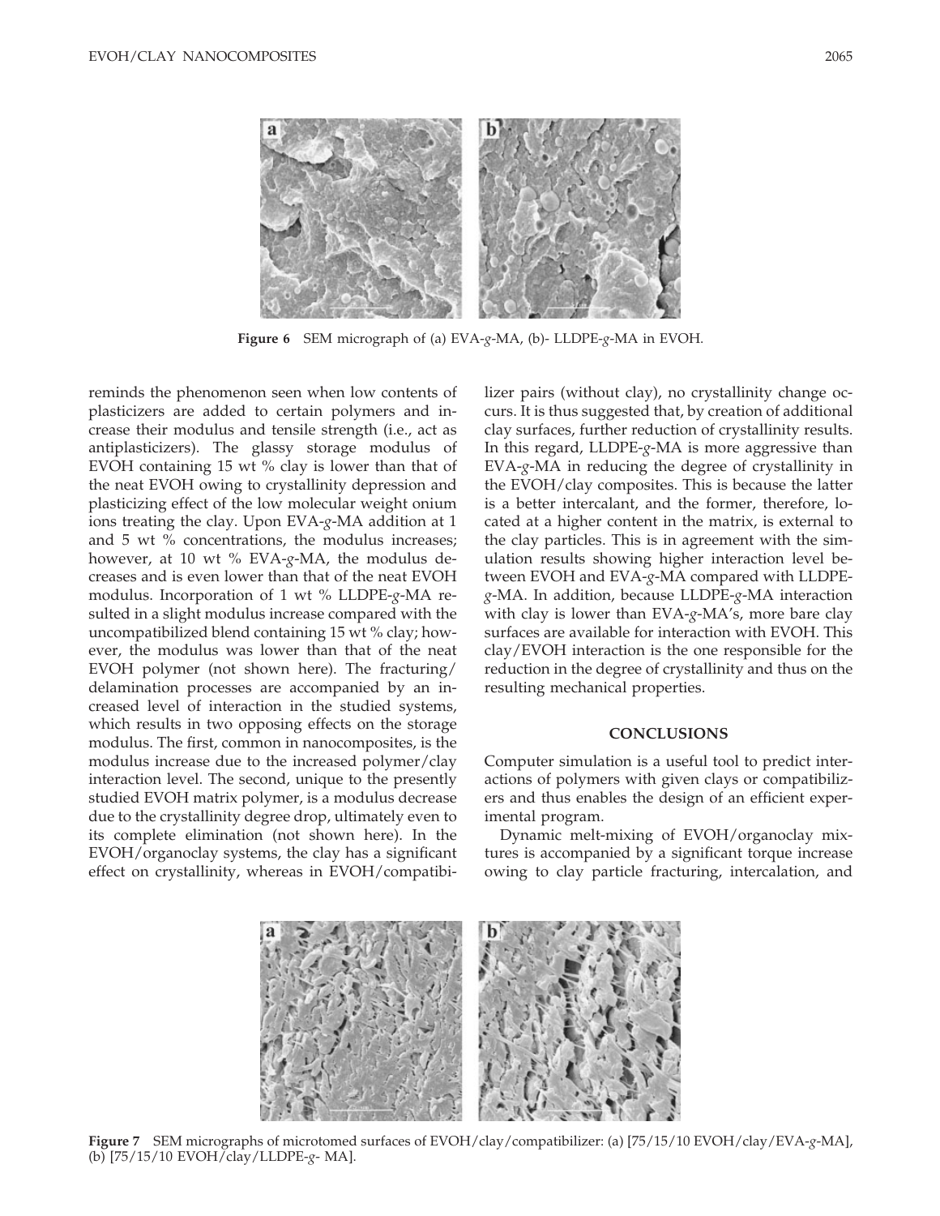Figure 6 SEM micrograph of (a) EVA-*g*-MA, (b)- LLDPE-*g*-MA in EVOH.

reminds the phenomenon seen when low contents of plasticizers are added to certain polymers and increase their modulus and tensile strength (i.e., act as antiplasticizers). The glassy storage modulus of EVOH containing 15 wt % clay is lower than that of the neat EVOH owing to crystallinity depression and plasticizing effect of the low molecular weight onium ions treating the clay. Upon EVA-*g*-MA addition at 1 and 5 wt % concentrations, the modulus increases; however, at 10 wt % EVA-*g*-MA, the modulus decreases and is even lower than that of the neat EVOH modulus. Incorporation of 1 wt % LLDPE-*g*-MA resulted in a slight modulus increase compared with the uncompatibilized blend containing 15 wt % clay; however, the modulus was lower than that of the neat EVOH polymer (not shown here). The fracturing/delamination processes are accompanied by an increased level of interaction in the studied systems, which results in two opposing effects on the storage modulus. The first, common in nanocomposites, is the modulus increase due to the increased polymer/clay interaction level. The second, unique to the presently studied EVOH matrix polymer, is a modulus decrease due to the crystallinity degree drop, ultimately even to its complete elimination (not shown here). In the EVOH/organoclay systems, the clay has a significant effect on crystallinity, whereas in EVOH/compatibilizer pairs (without clay), no crystallinity change occurs. It is thus suggested that, by creation of additional clay surfaces, further reduction of crystallinity results. In this regard, LLDPE-*g*-MA is more aggressive than EVA-*g*-MA in reducing the degree of crystallinity in the EVOH/clay composites. This is because the latter is a better intercalant, and the former, therefore, located at a higher content in the matrix, is external to the clay particles. This is in agreement with the simulation results showing higher interaction level between EVOH and EVA-*g*-MA compared with LLDPE-*g*-MA. In addition, because LLDPE-*g*-MA interaction with clay is lower than EVA-*g*-MA's, more bare clay surfaces are available for interaction with EVOH. This clay/EVOH interaction is the one responsible for the reduction in the degree of crystallinity and thus on the resulting mechanical properties.

## CONCLUSIONS

Computer simulation is a useful tool to predict interactions of polymers with given clays or compatibilizers and thus enables the design of an efficient experimental program.

Dynamic melt-mixing of EVOH/organoclay mixtures is accompanied by a significant torque increase owing to clay particle fracturing, intercalation, and

Figure 7 SEM micrographs of microtomed surfaces of EVOH/clay/compatibilizer: (a) [75/15/10 EVOH/clay/EVA-*g*-MA], (b) [75/15/10 EVOH/clay/LLDPE-*g*- MA].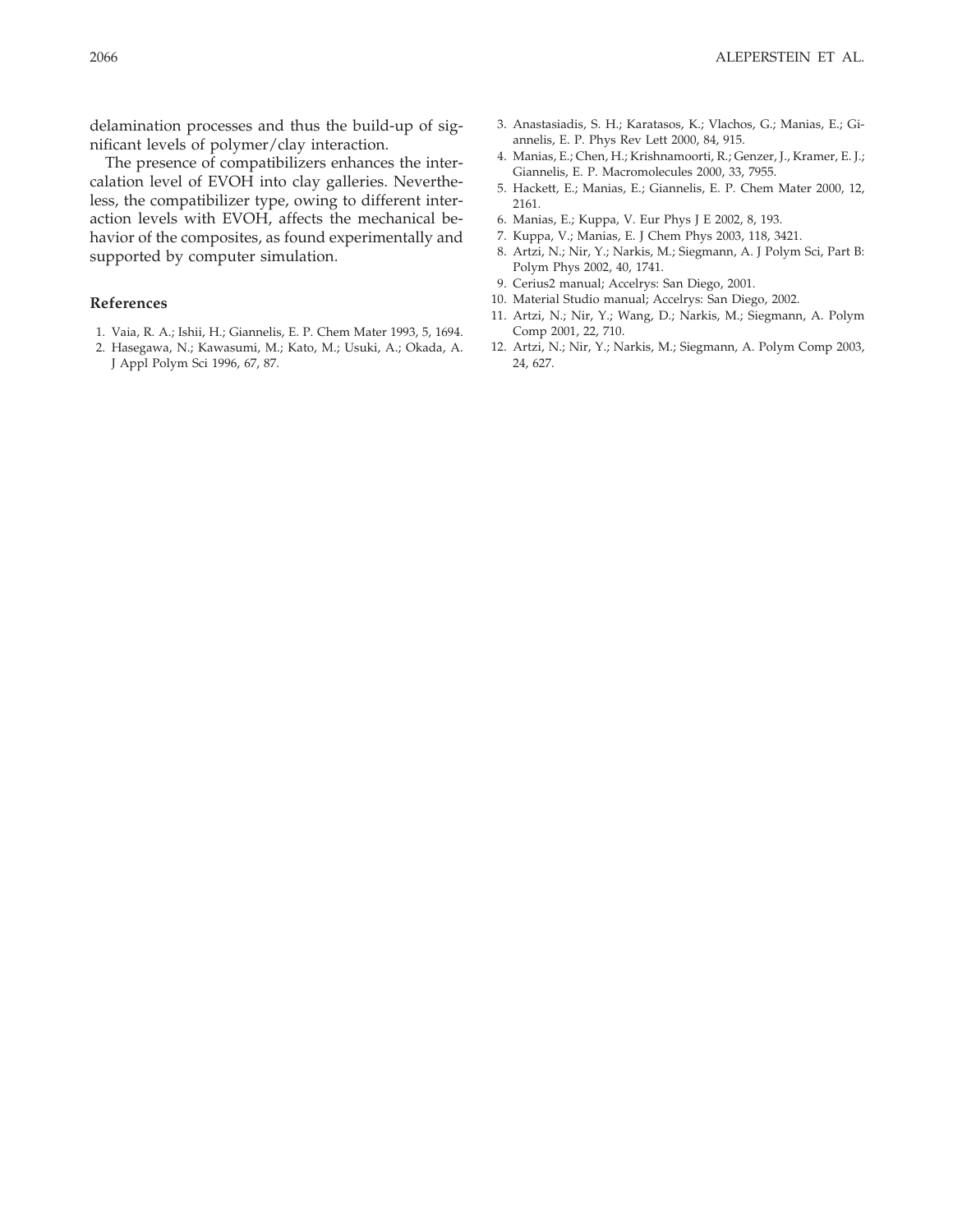delamination processes and thus the build-up of significant levels of polymer/clay interaction.

The presence of compatibilizers enhances the intercalation level of EVOH into clay galleries. Nevertheless, the compatibilizer type, owing to different interaction levels with EVOH, affects the mechanical behavior of the composites, as found experimentally and supported by computer simulation.

## References

1. Vaia, R. A.; Ishii, H.; Giannelis, E. P. Chem Mater 1993, 5, 1694.
2. Hasegawa, N.; Kawasumi, M.; Kato, M.; Usuki, A.; Okada, A. J Appl Polym Sci 1996, 67, 87.
3. Anastasiadis, S. H.; Karatasos, K.; Vlachos, G.; Manias, E.; Giannelis, E. P. Phys Rev Lett 2000, 84, 915.
4. Manias, E.; Chen, H.; Krishnamoorti, R.; Genzer, J., Kramer, E. J.; Giannelis, E. P. Macromolecules 2000, 33, 7955.
5. Hackett, E.; Manias, E.; Giannelis, E. P. Chem Mater 2000, 12, 2161.
6. Manias, E.; Kuppa, V. Eur Phys J E 2002, 8, 193.
7. Kuppa, V.; Manias, E. J Chem Phys 2003, 118, 3421.
8. Artzi, N.; Nir, Y.; Narkis, M.; Siegmann, A. J Polym Sci, Part B: Polym Phys 2002, 40, 1741.
9. Cerius2 manual; Accelrys: San Diego, 2001.
10. Material Studio manual; Accelrys: San Diego, 2002.
11. Artzi, N.; Nir, Y.; Wang, D.; Narkis, M.; Siegmann, A. Polym Comp 2001, 22, 710.
12. Artzi, N.; Nir, Y.; Narkis, M.; Siegmann, A. Polym Comp 2003, 24, 627.